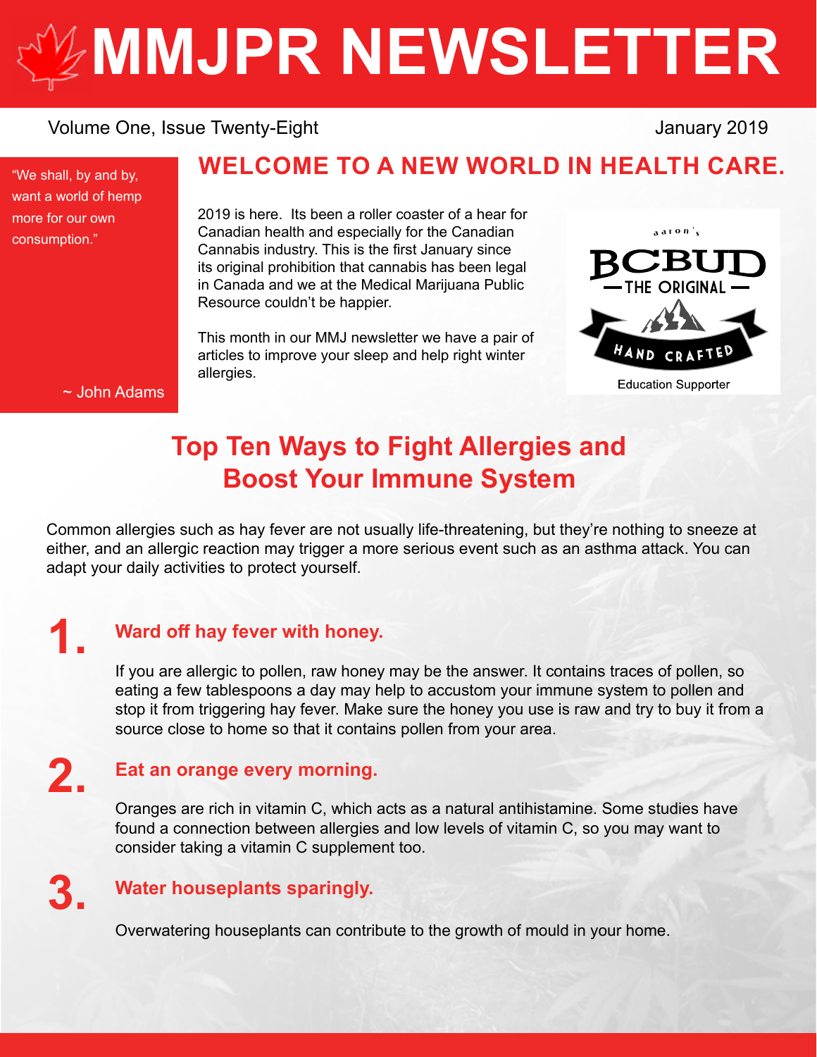# MMJPR NEWSLETTER

Volume One, Issue Twenty-Eight

January 2019

"We shall, by and by, want a world of hemp more for our own consumption."

~ John Adams

## WELCOME TO A NEW WORLD IN HEALTH CARE.

2019 is here. Its been a roller coaster of a hear for Canadian health and especially for the Canadian Cannabis industry. This is the first January since its original prohibition that cannabis has been legal in Canada and we at the Medical Marijuana Public Resource couldn't be happier.

This month in our MMJ newsletter we have a pair of articles to improve your sleep and help right winter allergies.

aaron's BCBUD — THE ORIGINAL — HAND CRAFTED

Education Supporter

## Top Ten Ways to Fight Allergies and Boost Your Immune System

Common allergies such as hay fever are not usually life-threatening, but they're nothing to sneeze at either, and an allergic reaction may trigger a more serious event such as an asthma attack. You can adapt your daily activities to protect yourself.

### 1. Ward off hay fever with honey.

If you are allergic to pollen, raw honey may be the answer. It contains traces of pollen, so eating a few tablespoons a day may help to accustom your immune system to pollen and stop it from triggering hay fever. Make sure the honey you use is raw and try to buy it from a source close to home so that it contains pollen from your area.

### 2. Eat an orange every morning.

Oranges are rich in vitamin C, which acts as a natural antihistamine. Some studies have found a connection between allergies and low levels of vitamin C, so you may want to consider taking a vitamin C supplement too.

### 3. Water houseplants sparingly.

Overwatering houseplants can contribute to the growth of mould in your home.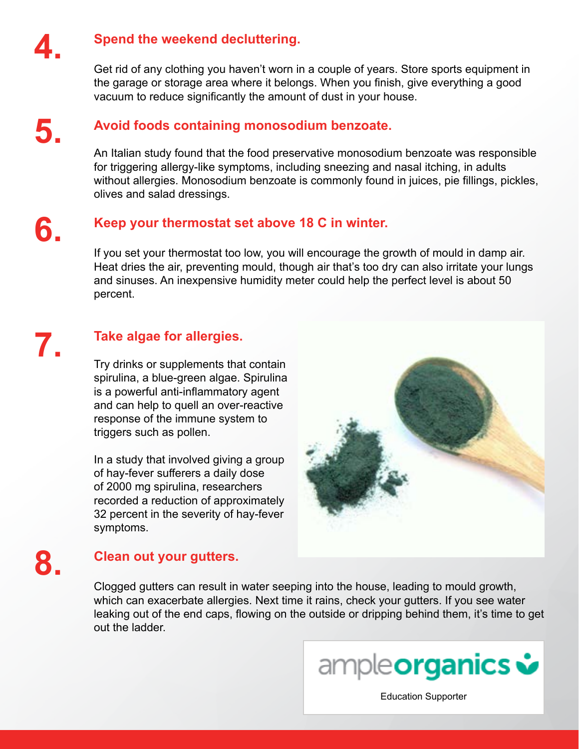## 4. Spend the weekend decluttering.

Get rid of any clothing you haven't worn in a couple of years. Store sports equipment in the garage or storage area where it belongs. When you finish, give everything a good vacuum to reduce significantly the amount of dust in your house.

## 5. Avoid foods containing monosodium benzoate.

An Italian study found that the food preservative monosodium benzoate was responsible for triggering allergy-like symptoms, including sneezing and nasal itching, in adults without allergies. Monosodium benzoate is commonly found in juices, pie fillings, pickles, olives and salad dressings.

## 6. Keep your thermostat set above 18 C in winter.

If you set your thermostat too low, you will encourage the growth of mould in damp air. Heat dries the air, preventing mould, though air that's too dry can also irritate your lungs and sinuses. An inexpensive humidity meter could help the perfect level is about 50 percent.

## 7. Take algae for allergies.

Try drinks or supplements that contain spirulina, a blue-green algae. Spirulina is a powerful anti-inflammatory agent and can help to quell an over-reactive response of the immune system to triggers such as pollen.

In a study that involved giving a group of hay-fever sufferers a daily dose of 2000 mg spirulina, researchers recorded a reduction of approximately 32 percent in the severity of hay-fever symptoms.

## 8. Clean out your gutters.

Clogged gutters can result in water seeping into the house, leading to mould growth, which can exacerbate allergies. Next time it rains, check your gutters. If you see water leaking out of the end caps, flowing on the outside or dripping behind them, it's time to get out the ladder.

ampleorganics

Education Supporter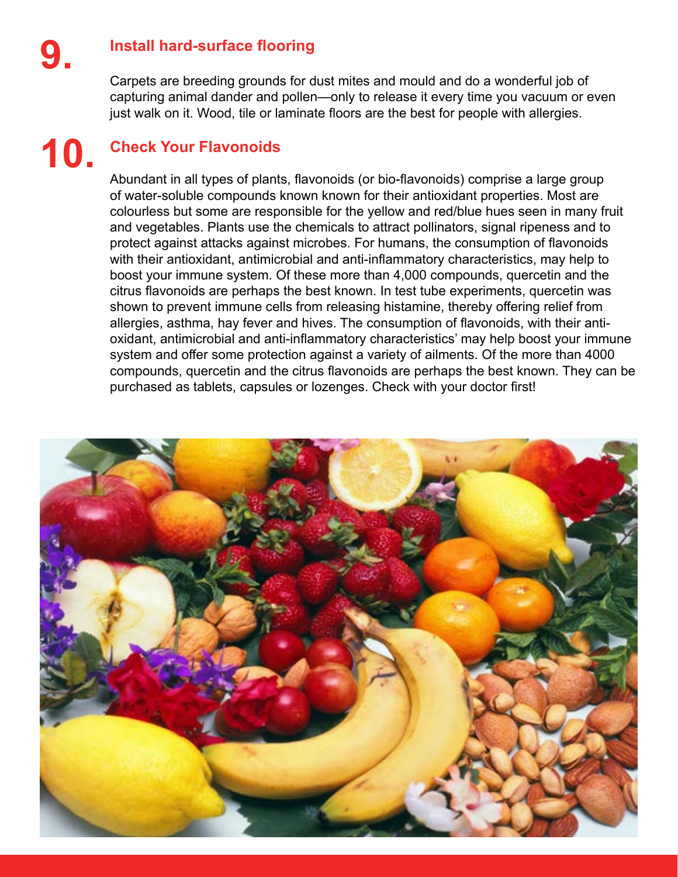## 9. Install hard-surface flooring

Carpets are breeding grounds for dust mites and mould and do a wonderful job of capturing animal dander and pollen—only to release it every time you vacuum or even just walk on it. Wood, tile or laminate floors are the best for people with allergies.

## 10. Check Your Flavonoids

Abundant in all types of plants, flavonoids (or bio-flavonoids) comprise a large group of water-soluble compounds known known for their antioxidant properties. Most are colourless but some are responsible for the yellow and red/blue hues seen in many fruit and vegetables. Plants use the chemicals to attract pollinators, signal ripeness and to protect against attacks against microbes. For humans, the consumption of flavonoids with their antioxidant, antimicrobial and anti-inflammatory characteristics, may help to boost your immune system. Of these more than 4,000 compounds, quercetin and the citrus flavonoids are perhaps the best known. In test tube experiments, quercetin was shown to prevent immune cells from releasing histamine, thereby offering relief from allergies, asthma, hay fever and hives. The consumption of flavonoids, with their anti-oxidant, antimicrobial and anti-inflammatory characteristics' may help boost your immune system and offer some protection against a variety of ailments. Of the more than 4000 compounds, quercetin and the citrus flavonoids are perhaps the best known. They can be purchased as tablets, capsules or lozenges. Check with your doctor first!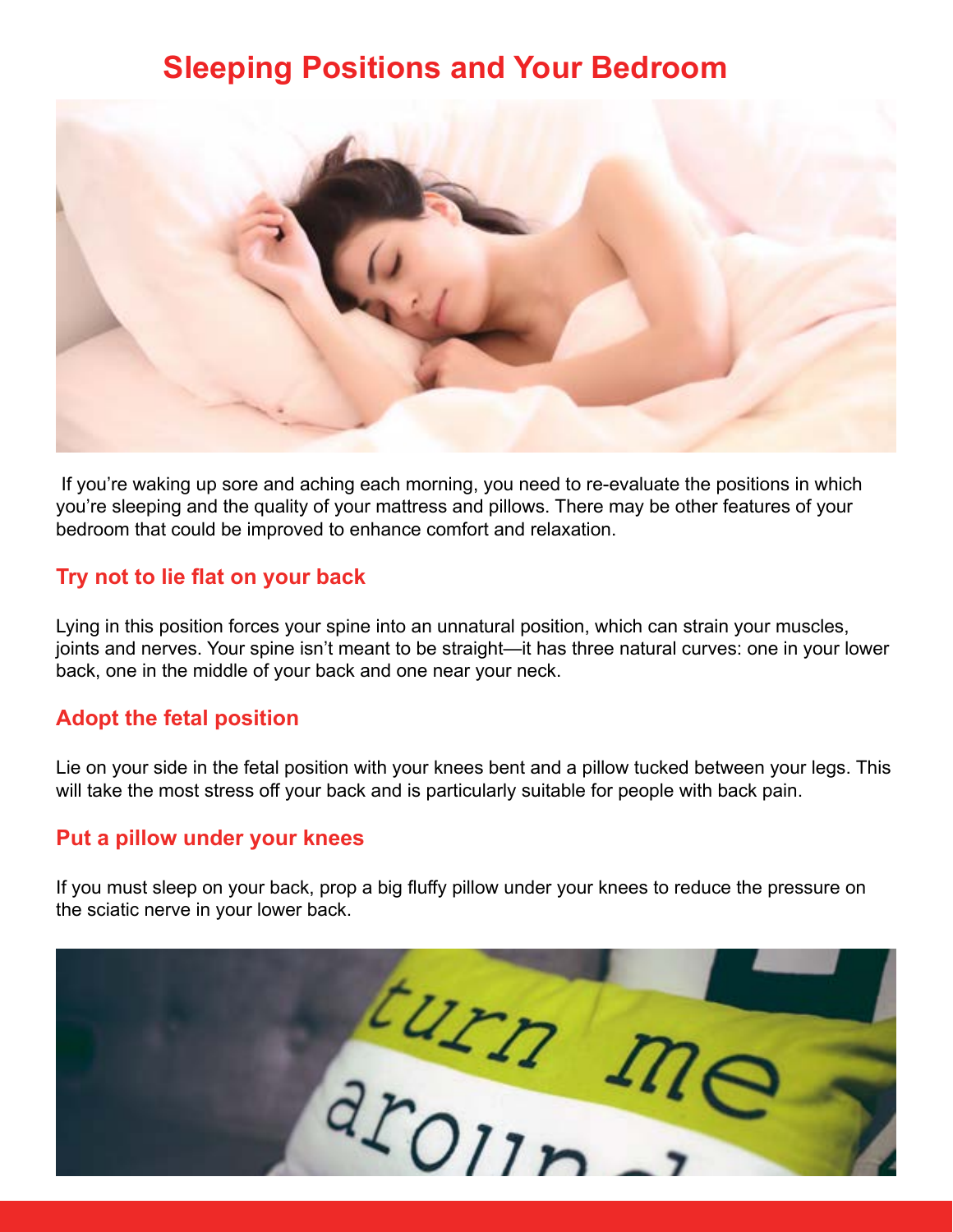# Sleeping Positions and Your Bedroom

If you're waking up sore and aching each morning, you need to re-evaluate the positions in which you're sleeping and the quality of your mattress and pillows. There may be other features of your bedroom that could be improved to enhance comfort and relaxation.

## Try not to lie flat on your back

Lying in this position forces your spine into an unnatural position, which can strain your muscles, joints and nerves. Your spine isn't meant to be straight—it has three natural curves: one in your lower back, one in the middle of your back and one near your neck.

## Adopt the fetal position

Lie on your side in the fetal position with your knees bent and a pillow tucked between your legs. This will take the most stress off your back and is particularly suitable for people with back pain.

## Put a pillow under your knees

If you must sleep on your back, prop a big fluffy pillow under your knees to reduce the pressure on the sciatic nerve in your lower back.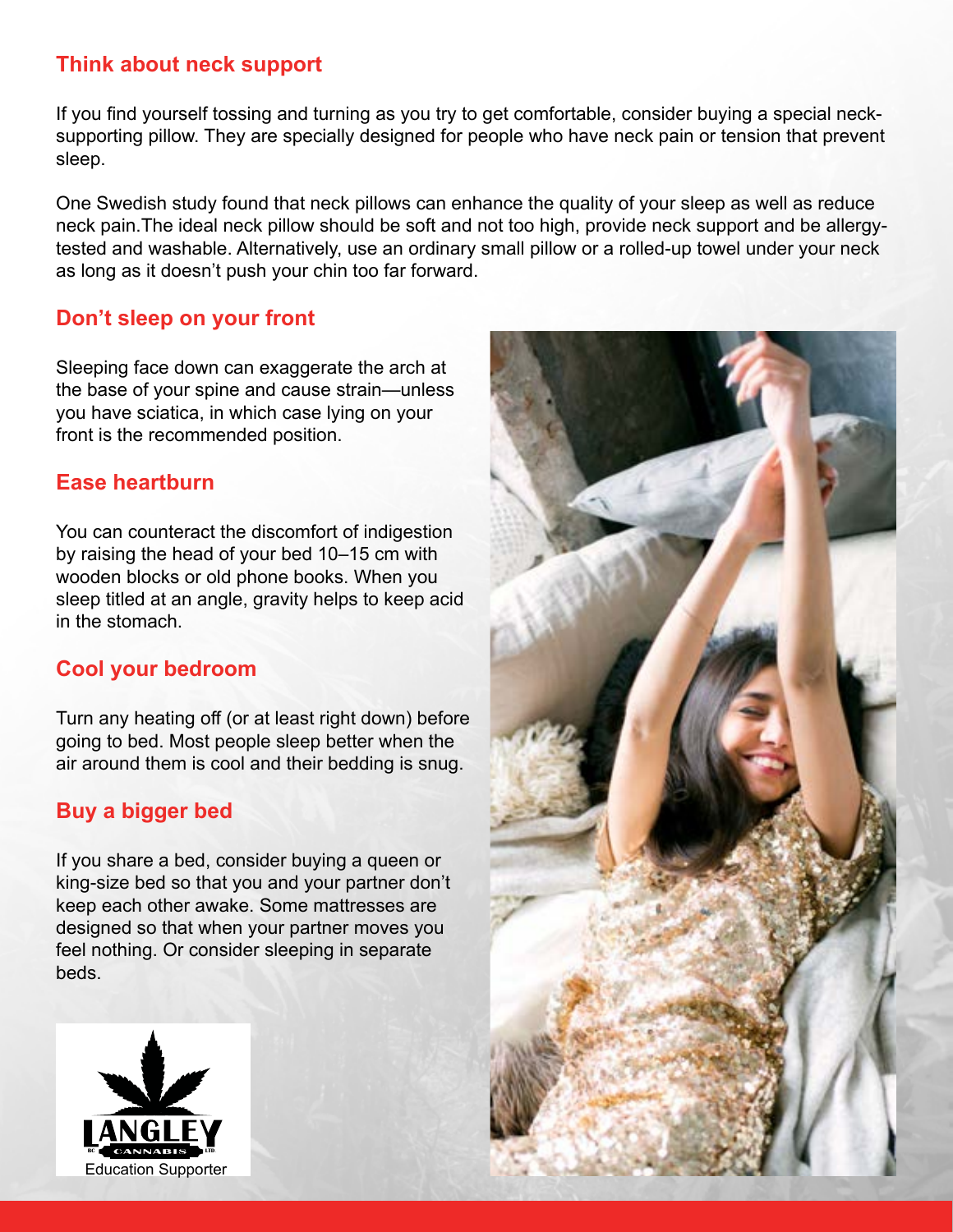## Think about neck support

If you find yourself tossing and turning as you try to get comfortable, consider buying a special neck-supporting pillow. They are specially designed for people who have neck pain or tension that prevent sleep.

One Swedish study found that neck pillows can enhance the quality of your sleep as well as reduce neck pain.The ideal neck pillow should be soft and not too high, provide neck support and be allergy-tested and washable. Alternatively, use an ordinary small pillow or a rolled-up towel under your neck as long as it doesn't push your chin too far forward.

## Don't sleep on your front

Sleeping face down can exaggerate the arch at the base of your spine and cause strain—unless you have sciatica, in which case lying on your front is the recommended position.

## Ease heartburn

You can counteract the discomfort of indigestion by raising the head of your bed 10–15 cm with wooden blocks or old phone books. When you sleep titled at an angle, gravity helps to keep acid in the stomach.

## Cool your bedroom

Turn any heating off (or at least right down) before going to bed. Most people sleep better when the air around them is cool and their bedding is snug.

## Buy a bigger bed

If you share a bed, consider buying a queen or king-size bed so that you and your partner don't keep each other awake. Some mattresses are designed so that when your partner moves you feel nothing. Or consider sleeping in separate beds.

LANGLEY CANNABIS
Education Supporter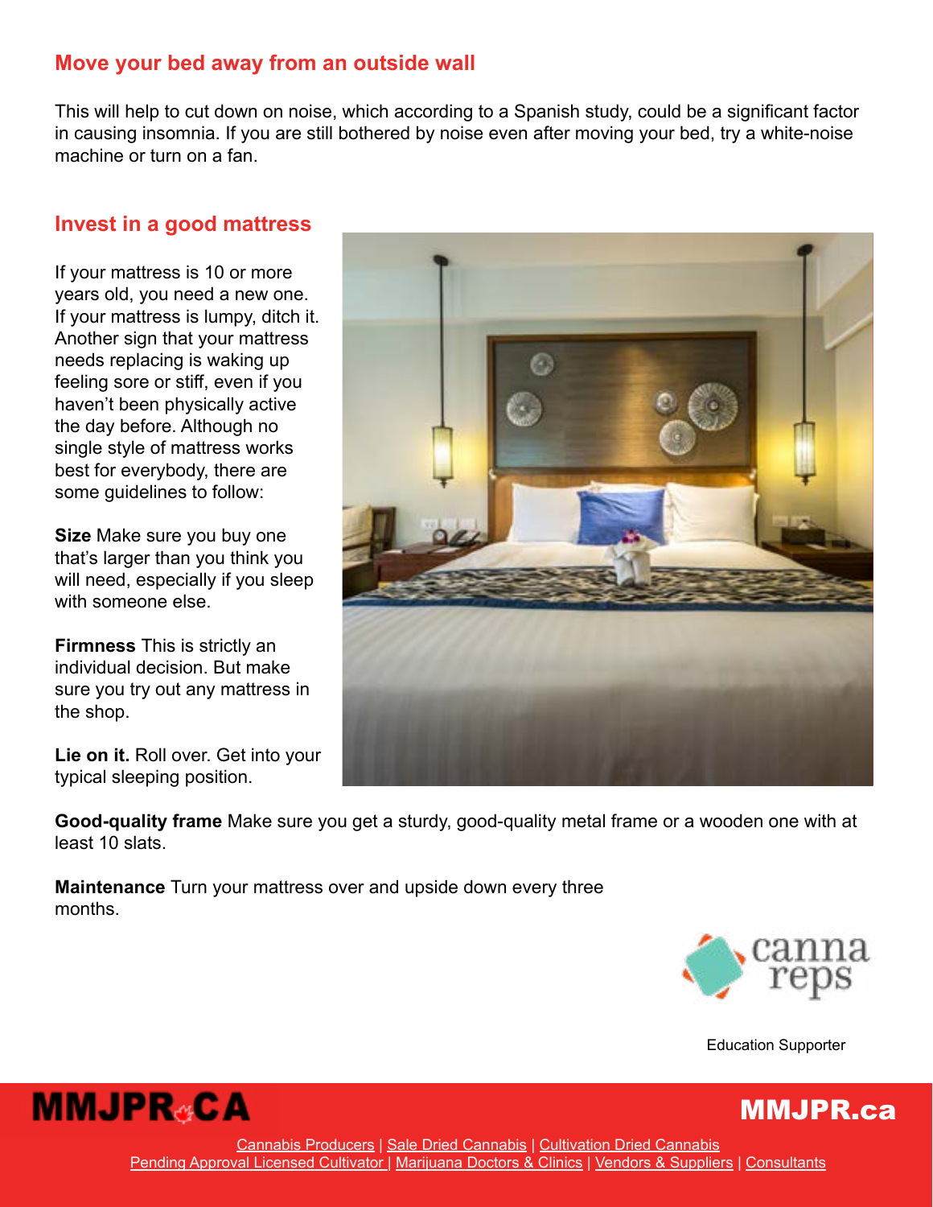## Move your bed away from an outside wall

This will help to cut down on noise, which according to a Spanish study, could be a significant factor in causing insomnia. If you are still bothered by noise even after moving your bed, try a white-noise machine or turn on a fan.

## Invest in a good mattress

If your mattress is 10 or more years old, you need a new one. If your mattress is lumpy, ditch it. Another sign that your mattress needs replacing is waking up feeling sore or stiff, even if you haven't been physically active the day before. Although no single style of mattress works best for everybody, there are some guidelines to follow:

**Size** Make sure you buy one that's larger than you think you will need, especially if you sleep with someone else.

**Firmness** This is strictly an individual decision. But make sure you try out any mattress in the shop.

**Lie on it.** Roll over. Get into your typical sleeping position.

**Good-quality frame** Make sure you get a sturdy, good-quality metal frame or a wooden one with at least 10 slats.

**Maintenance** Turn your mattress over and upside down every three months.

canna reps

Education Supporter

MMJPR.CA

MMJPR.ca

Cannabis Producers | Sale Dried Cannabis | Cultivation Dried Cannabis
Pending Approval Licensed Cultivator | Marijuana Doctors & Clinics | Vendors & Suppliers | Consultants